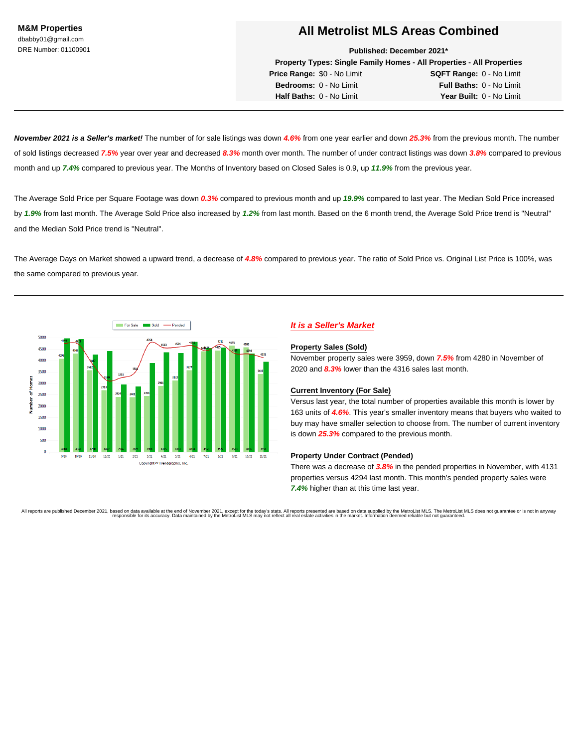**M&M Properties**
dbabby01@gmail.com
DRE Number: 01100901

# All Metrolist MLS Areas Combined

**Published: December 2021***

**Property Types: Single Family Homes - All Properties - All Properties**

**Price Range:** $0 - No Limit
**SQFT Range:** 0 - No Limit
**Bedrooms:** 0 - No Limit
**Full Baths:** 0 - No Limit
**Half Baths:** 0 - No Limit
**Year Built:** 0 - No Limit

---

***November 2021 is a Seller's market!*** The number of for sale listings was down ***4.6%*** from one year earlier and down ***25.3%*** from the previous month. The number of sold listings decreased ***7.5%*** year over year and decreased ***8.3%*** month over month. The number of under contract listings was down ***3.8%*** compared to previous month and up ***7.4%*** compared to previous year. The Months of Inventory based on Closed Sales is 0.9, up ***11.9%*** from the previous year.

The Average Sold Price per Square Footage was down ***0.3%*** compared to previous month and up ***19.9%*** compared to last year. The Median Sold Price increased by ***1.9%*** from last month. The Average Sold Price also increased by ***1.2%*** from last month. Based on the 6 month trend, the Average Sold Price trend is "Neutral" and the Median Sold Price trend is "Neutral".

The Average Days on Market showed a upward trend, a decrease of ***4.8%*** compared to previous year. The ratio of Sold Price vs. Original List Price is 100%, was the same compared to previous year.

---

| Month | For Sale | Sold | Pended |
|---|---|---|---|
| 9/20 | 4095 | 4983 | 4789 |
| 10/20 | 4308 | 4942 | 4731 |
| 11/20 | 3582 | 4280 | 3847 |
| 12/20 | 2704 | 4427 | 3140 |
| 1/21 | 2424 | 2966 | 3253 |
| 2/21 | 2408 | 2879 | 3581 |
| 3/21 | 2454 | 3903 | 4764 |
| 4/21 | 2901 | 4375 | 4563 |
| 5/21 | 3132 | 4331 | 4591 |
| 6/21 | 3577 | 4836 | 4685 |
| 7/21 | 4428 | 4568 | 4538 |
| 8/21 | 4455 | 4577 | 4712 |
| 9/21 | 4635 | 4521 | 4319 |
| 10/21 | 4580 | 4316 | 4294 |
| 11/21 | 3419 | 3959 | 4131 |

Copyright © Trendgraphix, Inc.

## *It is a Seller's Market*

**Property Sales (Sold)**

November property sales were 3959, down ***7.5%*** from 4280 in November of 2020 and ***8.3%*** lower than the 4316 sales last month.

**Current Inventory (For Sale)**

Versus last year, the total number of properties available this month is lower by 163 units of ***4.6%***. This year's smaller inventory means that buyers who waited to buy may have smaller selection to choose from. The number of current inventory is down ***25.3%*** compared to the previous month.

**Property Under Contract (Pended)**

There was a decrease of ***3.8%*** in the pended properties in November, with 4131 properties versus 4294 last month. This month's pended property sales were ***7.4%*** higher than at this time last year.

All reports are published December 2021, based on data available at the end of November 2021, except for the today's stats. All reports presented are based on data supplied by the MetroList MLS. The MetroList MLS does not guarantee or is not in anyway responsible for its accuracy. Data maintained by the MetroList MLS may not reflect all real estate activities in the market. Information deemed reliable but not guaranteed.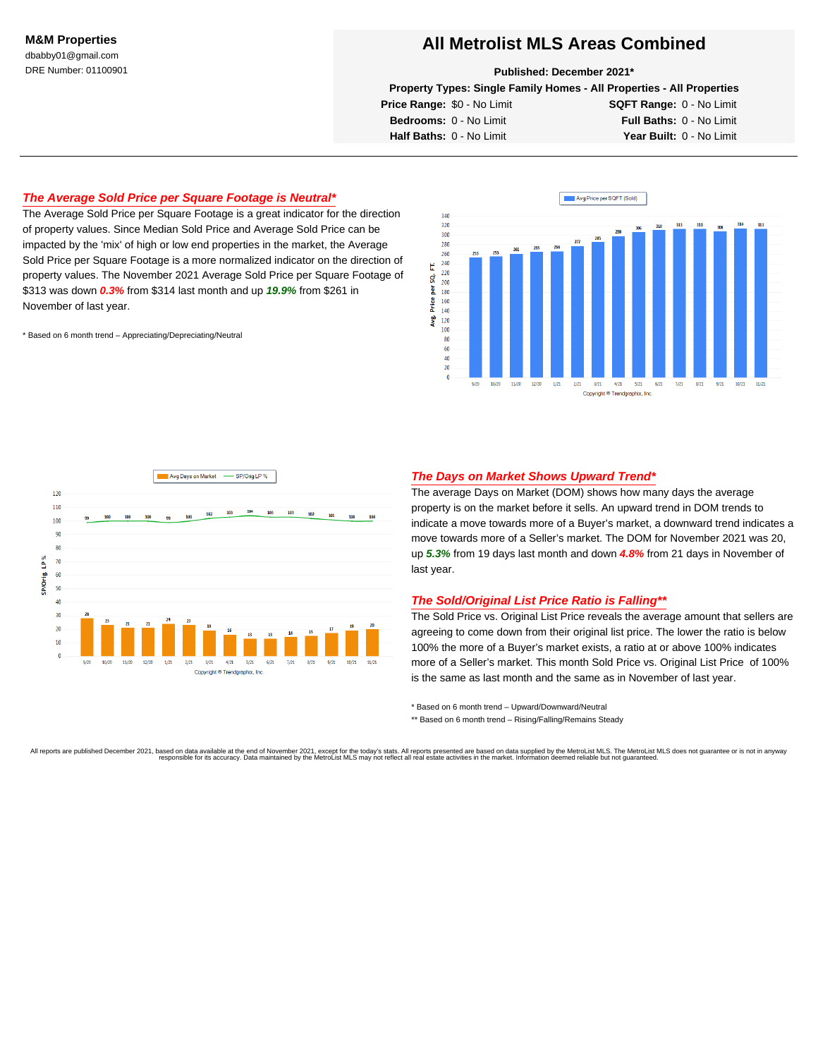**M&M Properties**
dbabby01@gmail.com
DRE Number: 01100901

# All Metrolist MLS Areas Combined

**Published: December 2021***

**Property Types: Single Family Homes - All Properties - All Properties**

**Price Range:** $0 - No Limit **SQFT Range:** 0 - No Limit
**Bedrooms:** 0 - No Limit **Full Baths:** 0 - No Limit
**Half Baths:** 0 - No Limit **Year Built:** 0 - No Limit

## *The Average Sold Price per Square Footage is Neutral**

The Average Sold Price per Square Footage is a great indicator for the direction of property values. Since Median Sold Price and Average Sold Price can be impacted by the 'mix' of high or low end properties in the market, the Average Sold Price per Square Footage is a more normalized indicator on the direction of property values. The November 2021 Average Sold Price per Square Footage of $313 was down ***0.3%*** from $314 last month and up ***19.9%*** from $261 in November of last year.

* Based on 6 month trend – Appreciating/Depreciating/Neutral

Avg Price per SQFT (Sold)

| Month | 9/20 | 10/20 | 11/20 | 12/20 | 1/21 | 2/21 | 3/21 | 4/21 | 5/21 | 6/21 | 7/21 | 8/21 | 9/21 | 10/21 | 11/21 |
|---|---|---|---|---|---|---|---|---|---|---|---|---|---|---|---|
| Avg. Price per SQ. FT. | 253 | 255 | 261 | 265 | 266 | 277 | 285 | 298 | 306 | 310 | 313 | 313 | 308 | 314 | 313 |

Copyright ® Trendgraphix, Inc.

## *The Days on Market Shows Upward Trend**

The average Days on Market (DOM) shows how many days the average property is on the market before it sells. An upward trend in DOM trends to indicate a move towards more of a Buyer's market, a downward trend indicates a move towards more of a Seller's market. The DOM for November 2021 was 20, up ***5.3%*** from 19 days last month and down ***4.8%*** from 21 days in November of last year.

## *The Sold/Original List Price Ratio is Falling***

The Sold Price vs. Original List Price reveals the average amount that sellers are agreeing to come down from their original list price. The lower the ratio is below 100% the more of a Buyer's market exists, a ratio at or above 100% indicates more of a Seller's market. This month Sold Price vs. Original List Price of 100% is the same as last month and the same as in November of last year.

* Based on 6 month trend – Upward/Downward/Neutral
** Based on 6 month trend – Rising/Falling/Remains Steady

| Month | 9/20 | 10/20 | 11/20 | 12/20 | 1/21 | 2/21 | 3/21 | 4/21 | 5/21 | 6/21 | 7/21 | 8/21 | 9/21 | 10/21 | 11/21 |
|---|---|---|---|---|---|---|---|---|---|---|---|---|---|---|---|
| Avg Days on Market | 28 | 23 | 21 | 21 | 24 | 23 | 19 | 16 | 13 | 13 | 14 | 15 | 17 | 19 | 20 |
| SP/Orig LP % | 99 | 100 | 100 | 100 | 99 | 100 | 102 | 103 | 104 | 103 | 103 | 102 | 101 | 100 | 100 |

Copyright ® Trendgraphix, Inc.

All reports are published December 2021, based on data available at the end of November 2021, except for the today's stats. All reports presented are based on data supplied by the MetroList MLS. The MetroList MLS does not guarantee or is not in anyway responsible for its accuracy. Data maintained by the MetroList MLS may not reflect all real estate activities in the market. Information deemed reliable but not guaranteed.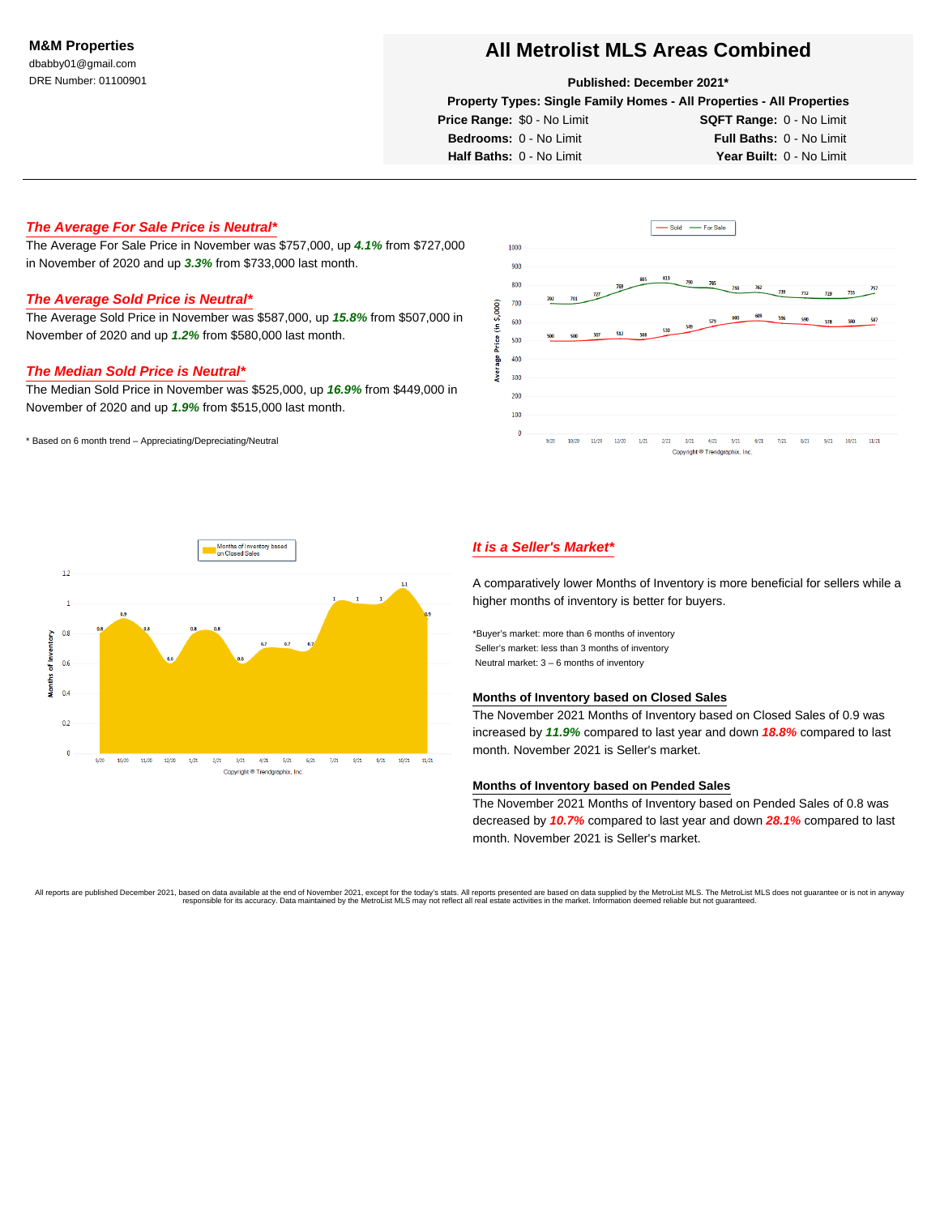**M&M Properties**
dbabby01@gmail.com
DRE Number: 01100901

# All Metrolist MLS Areas Combined

**Published: December 2021***
**Property Types: Single Family Homes - All Properties - All Properties**

**Price Range:** $0 - No Limit | **SQFT Range:** 0 - No Limit
**Bedrooms:** 0 - No Limit | **Full Baths:** 0 - No Limit
**Half Baths:** 0 - No Limit | **Year Built:** 0 - No Limit

## *The Average For Sale Price is Neutral**

The Average For Sale Price in November was $757,000, up ***4.1%*** from $727,000 in November of 2020 and up ***3.3%*** from $733,000 last month.

## *The Average Sold Price is Neutral**

The Average Sold Price in November was $587,000, up ***15.8%*** from $507,000 in November of 2020 and up ***1.2%*** from $580,000 last month.

## *The Median Sold Price is Neutral**

The Median Sold Price in November was $525,000, up ***16.9%*** from $449,000 in November of 2020 and up ***1.9%*** from $515,000 last month.

* Based on 6 month trend – Appreciating/Depreciating/Neutral

## *It is a Seller's Market**

A comparatively lower Months of Inventory is more beneficial for sellers while a higher months of inventory is better for buyers.

*Buyer's market: more than 6 months of inventory
Seller's market: less than 3 months of inventory
Neutral market: 3 – 6 months of inventory

### Months of Inventory based on Closed Sales

The November 2021 Months of Inventory based on Closed Sales of 0.9 was increased by ***11.9%*** compared to last year and down ***18.8%*** compared to last month. November 2021 is Seller's market.

### Months of Inventory based on Pended Sales

The November 2021 Months of Inventory based on Pended Sales of 0.8 was decreased by ***10.7%*** compared to last year and down ***28.1%*** compared to last month. November 2021 is Seller's market.

All reports are published December 2021, based on data available at the end of November 2021, except for the today's stats. All reports presented are based on data supplied by the MetroList MLS. The MetroList MLS does not guarantee or is not in anyway responsible for its accuracy. Data maintained by the MetroList MLS may not reflect all real estate activities in the market. Information deemed reliable but not guaranteed.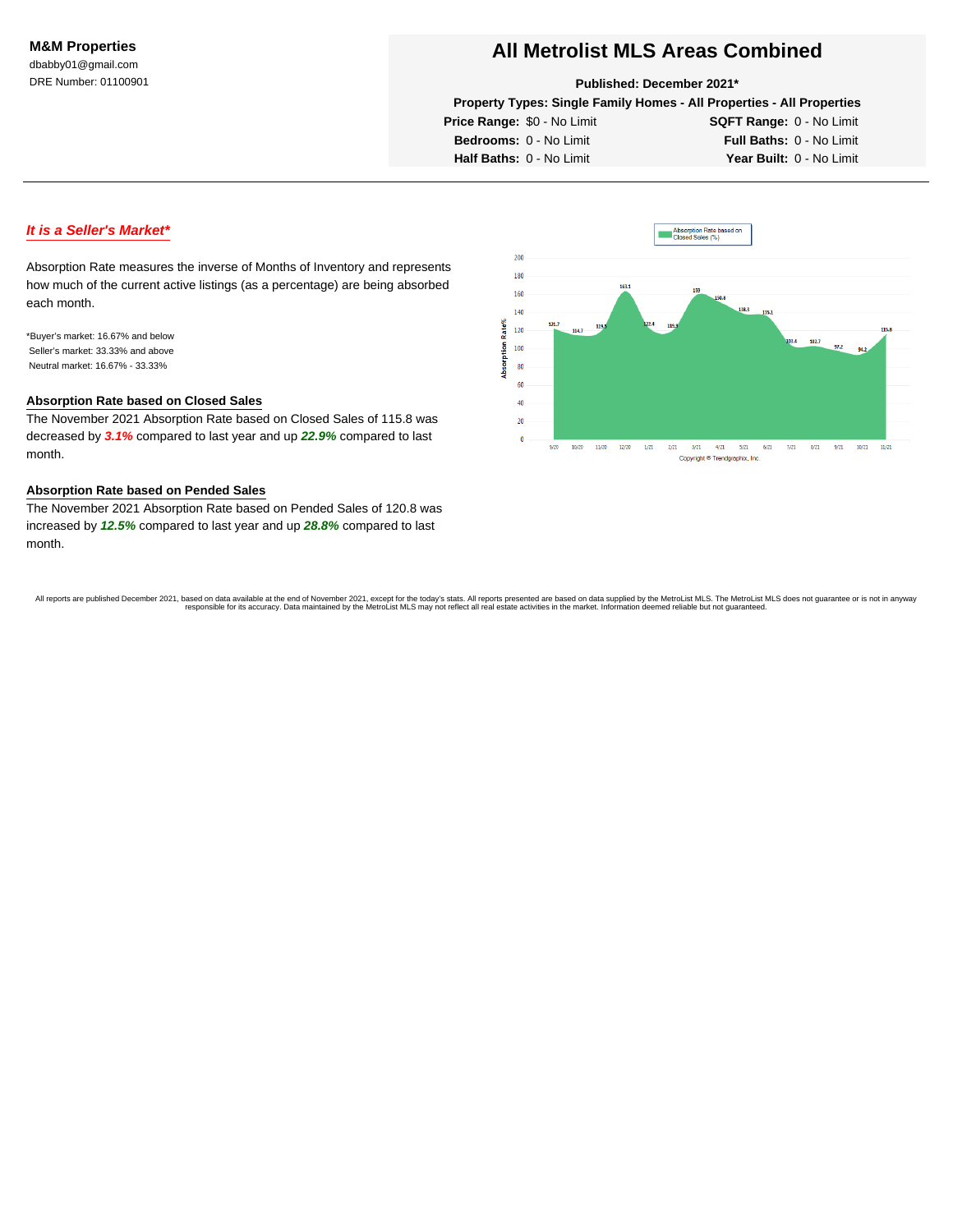**M&M Properties**
dbabby01@gmail.com
DRE Number: 01100901

# All Metrolist MLS Areas Combined

**Published: December 2021***

**Property Types: Single Family Homes - All Properties - All Properties**

**Price Range:** $0 - No Limit
**SQFT Range:** 0 - No Limit
**Bedrooms:** 0 - No Limit
**Full Baths:** 0 - No Limit
**Half Baths:** 0 - No Limit
**Year Built:** 0 - No Limit

## *It is a Seller's Market**

Absorption Rate measures the inverse of Months of Inventory and represents how much of the current active listings (as a percentage) are being absorbed each month.

*Buyer's market: 16.67% and below
Seller's market: 33.33% and above
Neutral market: 16.67% - 33.33%

Absorption Rate based on Closed Sales (%)

Absorption Rate%

200
180
160
140
120
100
80
60
40
20
0

121.7
114.7
119.5
163.1
122.4
119.9
159
150.6
138.3
135.1
103.4
102.7
97.2
94.2
115.8

9/20 10/20 11/20 12/20 1/21 2/21 3/21 4/21 5/21 6/21 7/21 8/21 9/21 10/21 11/21

Copyright ® Trendgraphix, Inc.

### Absorption Rate based on Closed Sales

The November 2021 Absorption Rate based on Closed Sales of 115.8 was decreased by ***3.1%*** compared to last year and up ***22.9%*** compared to last month.

### Absorption Rate based on Pended Sales

The November 2021 Absorption Rate based on Pended Sales of 120.8 was increased by ***12.5%*** compared to last year and up ***28.8%*** compared to last month.

All reports are published December 2021, based on data available at the end of November 2021, except for the today's stats. All reports presented are based on data supplied by the MetroList MLS. The MetroList MLS does not guarantee or is not in anyway responsible for its accuracy. Data maintained by the MetroList MLS may not reflect all real estate activities in the market. Information deemed reliable but not guaranteed.